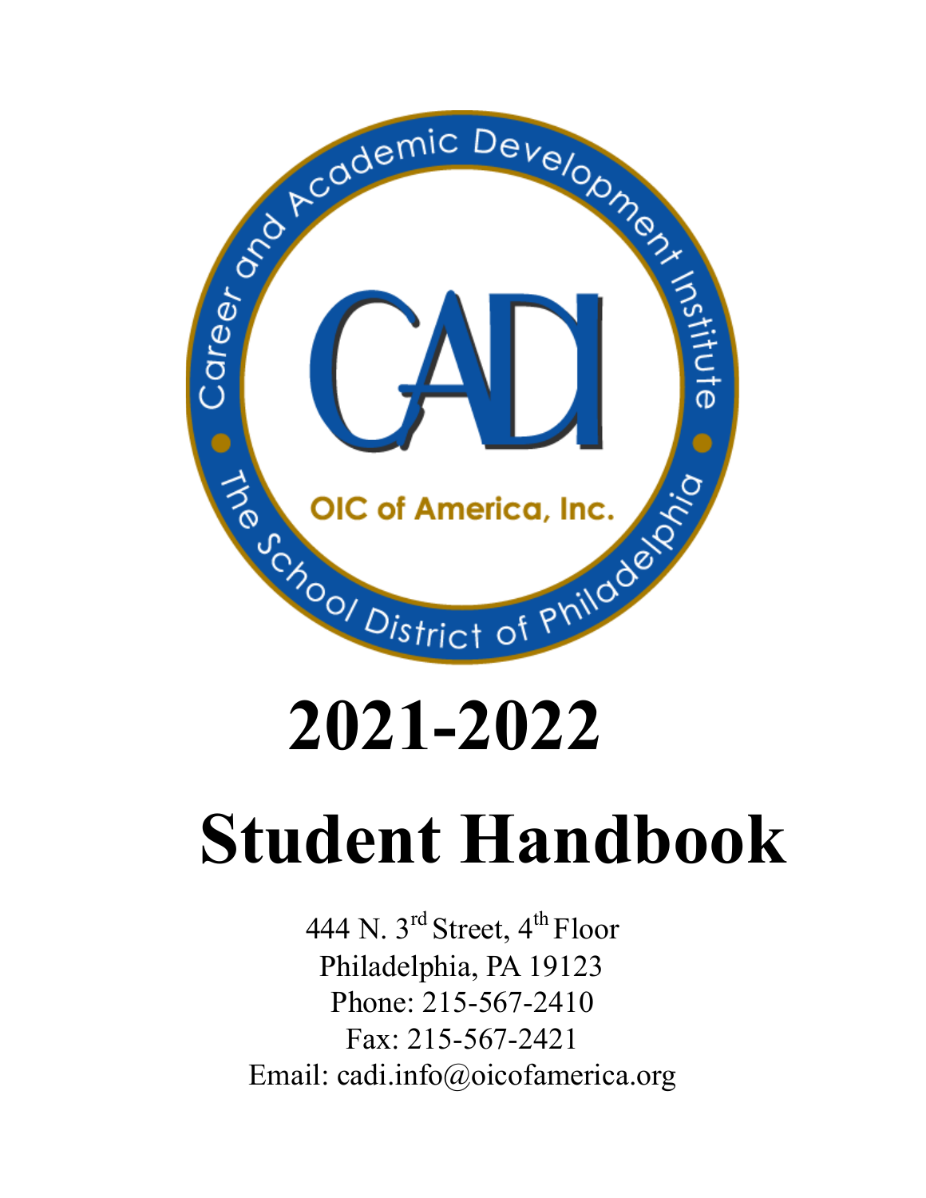Career and Academic Development Institute

CADI

OIC of America, Inc.

The School District of Philadelphia

# 2021-2022

# Student Handbook

444 N. 3rd Street, 4th Floor
Philadelphia, PA 19123
Phone: 215-567-2410
Fax: 215-567-2421
Email: cadi.info@oicofamerica.org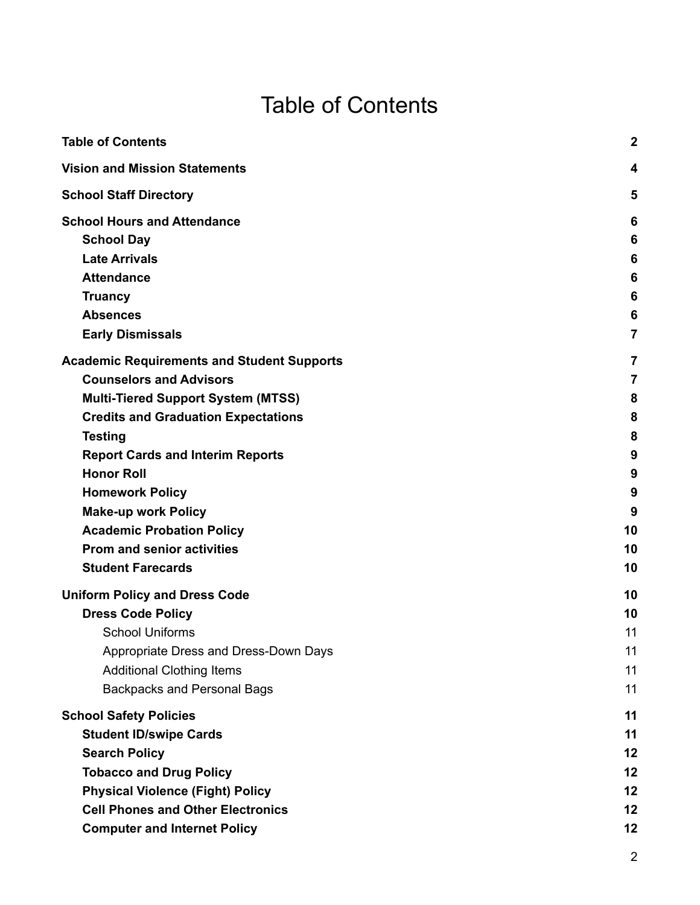# Table of Contents

| | |
|---|---|
| **Table of Contents** | **2** |
| **Vision and Mission Statements** | **4** |
| **School Staff Directory** | **5** |
| **School Hours and Attendance** | **6** |
| **School Day** | **6** |
| **Late Arrivals** | **6** |
| **Attendance** | **6** |
| **Truancy** | **6** |
| **Absences** | **6** |
| **Early Dismissals** | **7** |
| **Academic Requirements and Student Supports** | **7** |
| **Counselors and Advisors** | **7** |
| **Multi-Tiered Support System (MTSS)** | **8** |
| **Credits and Graduation Expectations** | **8** |
| **Testing** | **8** |
| **Report Cards and Interim Reports** | **9** |
| **Honor Roll** | **9** |
| **Homework Policy** | **9** |
| **Make-up work Policy** | **9** |
| **Academic Probation Policy** | **10** |
| **Prom and senior activities** | **10** |
| **Student Farecards** | **10** |
| **Uniform Policy and Dress Code** | **10** |
| **Dress Code Policy** | **10** |
| School Uniforms | 11 |
| Appropriate Dress and Dress-Down Days | 11 |
| Additional Clothing Items | 11 |
| Backpacks and Personal Bags | 11 |
| **School Safety Policies** | **11** |
| **Student ID/swipe Cards** | **11** |
| **Search Policy** | **12** |
| **Tobacco and Drug Policy** | **12** |
| **Physical Violence (Fight) Policy** | **12** |
| **Cell Phones and Other Electronics** | **12** |
| **Computer and Internet Policy** | **12** |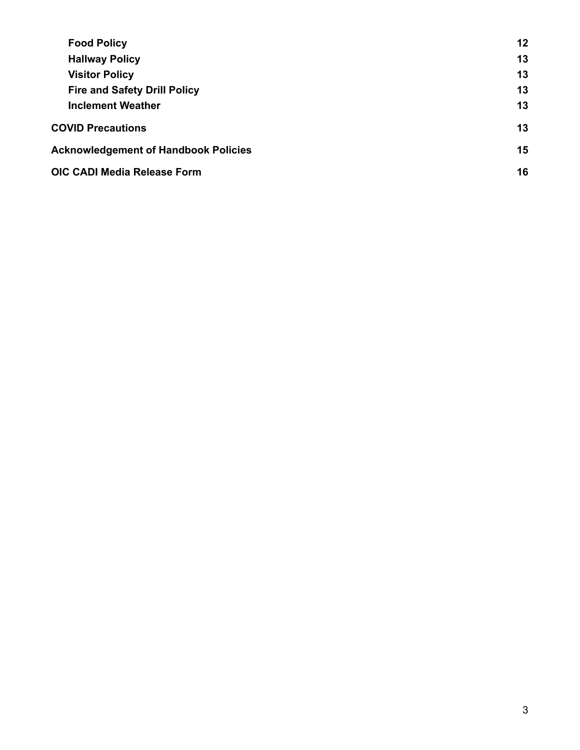| | |
|---|---|
| **Food Policy** | **12** |
| **Hallway Policy** | **13** |
| **Visitor Policy** | **13** |
| **Fire and Safety Drill Policy** | **13** |
| **Inclement Weather** | **13** |
| **COVID Precautions** | **13** |
| **Acknowledgement of Handbook Policies** | **15** |
| **OIC CADI Media Release Form** | **16** |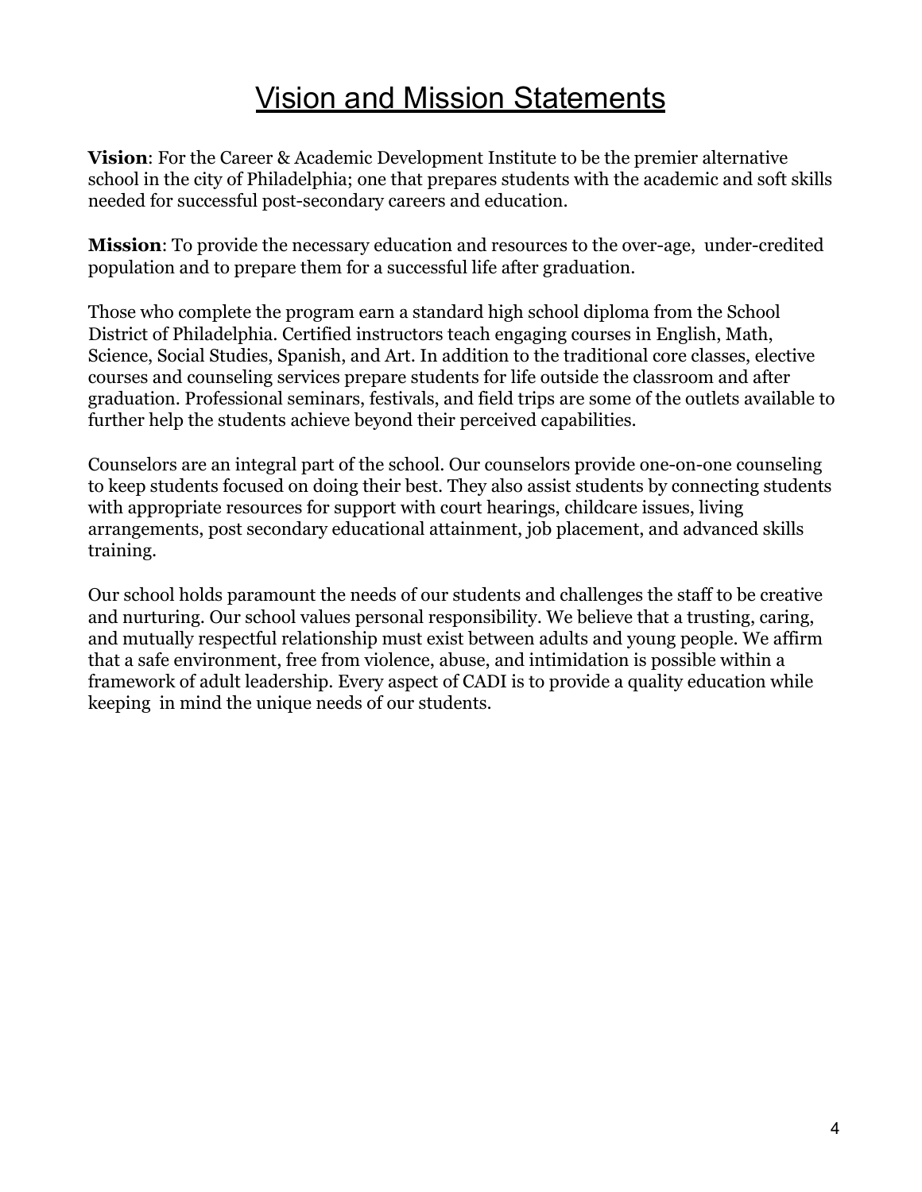# Vision and Mission Statements

**Vision**: For the Career & Academic Development Institute to be the premier alternative school in the city of Philadelphia; one that prepares students with the academic and soft skills needed for successful post-secondary careers and education.

**Mission**: To provide the necessary education and resources to the over-age, under-credited population and to prepare them for a successful life after graduation.

Those who complete the program earn a standard high school diploma from the School District of Philadelphia. Certified instructors teach engaging courses in English, Math, Science, Social Studies, Spanish, and Art. In addition to the traditional core classes, elective courses and counseling services prepare students for life outside the classroom and after graduation. Professional seminars, festivals, and field trips are some of the outlets available to further help the students achieve beyond their perceived capabilities.

Counselors are an integral part of the school. Our counselors provide one-on-one counseling to keep students focused on doing their best. They also assist students by connecting students with appropriate resources for support with court hearings, childcare issues, living arrangements, post secondary educational attainment, job placement, and advanced skills training.

Our school holds paramount the needs of our students and challenges the staff to be creative and nurturing. Our school values personal responsibility. We believe that a trusting, caring, and mutually respectful relationship must exist between adults and young people. We affirm that a safe environment, free from violence, abuse, and intimidation is possible within a framework of adult leadership. Every aspect of CADI is to provide a quality education while keeping in mind the unique needs of our students.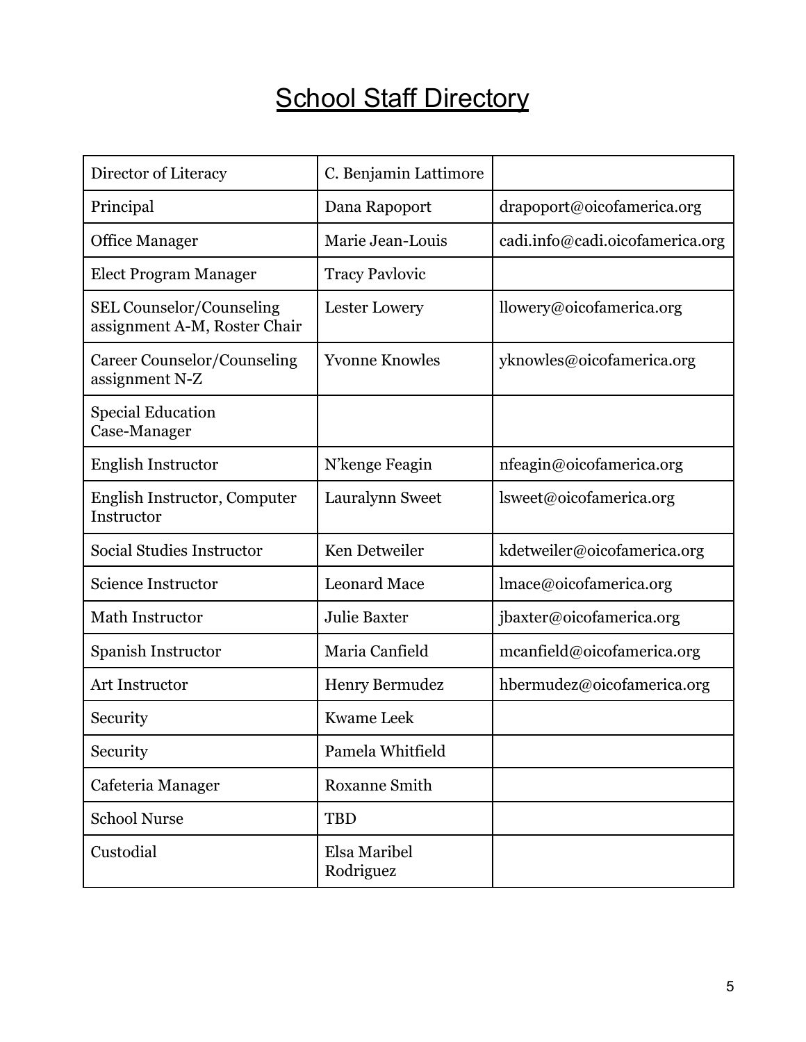# School Staff Directory

| | | |
|---|---|---|
| Director of Literacy | C. Benjamin Lattimore | |
| Principal | Dana Rapoport | drapoport@oicofamerica.org |
| Office Manager | Marie Jean-Louis | cadi.info@cadi.oicofamerica.org |
| Elect Program Manager | Tracy Pavlovic | |
| SEL Counselor/Counseling assignment A-M, Roster Chair | Lester Lowery | llowery@oicofamerica.org |
| Career Counselor/Counseling assignment N-Z | Yvonne Knowles | yknowles@oicofamerica.org |
| Special Education Case-Manager | | |
| English Instructor | N'kenge Feagin | nfeagin@oicofamerica.org |
| English Instructor, Computer Instructor | Lauralynn Sweet | lsweet@oicofamerica.org |
| Social Studies Instructor | Ken Detweiler | kdetweiler@oicofamerica.org |
| Science Instructor | Leonard Mace | lmace@oicofamerica.org |
| Math Instructor | Julie Baxter | jbaxter@oicofamerica.org |
| Spanish Instructor | Maria Canfield | mcanfield@oicofamerica.org |
| Art Instructor | Henry Bermudez | hbermudez@oicofamerica.org |
| Security | Kwame Leek | |
| Security | Pamela Whitfield | |
| Cafeteria Manager | Roxanne Smith | |
| School Nurse | TBD | |
| Custodial | Elsa Maribel Rodriguez | |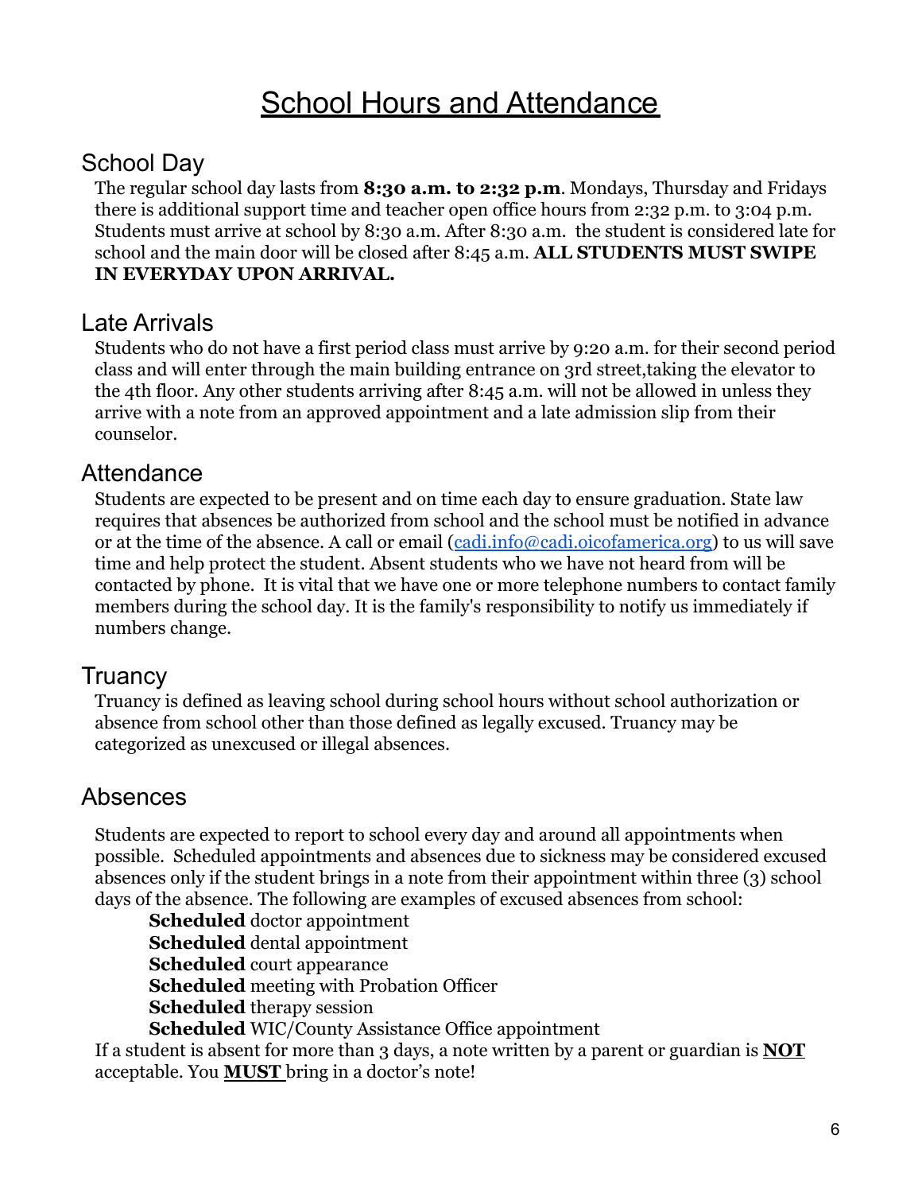# School Hours and Attendance

## School Day

The regular school day lasts from **8:30 a.m. to 2:32 p.m**. Mondays, Thursday and Fridays there is additional support time and teacher open office hours from 2:32 p.m. to 3:04 p.m. Students must arrive at school by 8:30 a.m. After 8:30 a.m. the student is considered late for school and the main door will be closed after 8:45 a.m. **ALL STUDENTS MUST SWIPE IN EVERYDAY UPON ARRIVAL.**

## Late Arrivals

Students who do not have a first period class must arrive by 9:20 a.m. for their second period class and will enter through the main building entrance on 3rd street,taking the elevator to the 4th floor. Any other students arriving after 8:45 a.m. will not be allowed in unless they arrive with a note from an approved appointment and a late admission slip from their counselor.

## Attendance

Students are expected to be present and on time each day to ensure graduation. State law requires that absences be authorized from school and the school must be notified in advance or at the time of the absence. A call or email (cadi.info@cadi.oicofamerica.org) to us will save time and help protect the student. Absent students who we have not heard from will be contacted by phone. It is vital that we have one or more telephone numbers to contact family members during the school day. It is the family's responsibility to notify us immediately if numbers change.

## Truancy

Truancy is defined as leaving school during school hours without school authorization or absence from school other than those defined as legally excused. Truancy may be categorized as unexcused or illegal absences.

## Absences

Students are expected to report to school every day and around all appointments when possible. Scheduled appointments and absences due to sickness may be considered excused absences only if the student brings in a note from their appointment within three (3) school days of the absence. The following are examples of excused absences from school:

- **Scheduled** doctor appointment
- **Scheduled** dental appointment
- **Scheduled** court appearance
- **Scheduled** meeting with Probation Officer
- **Scheduled** therapy session
- **Scheduled** WIC/County Assistance Office appointment

If a student is absent for more than 3 days, a note written by a parent or guardian is **NOT** acceptable. You **MUST** bring in a doctor's note!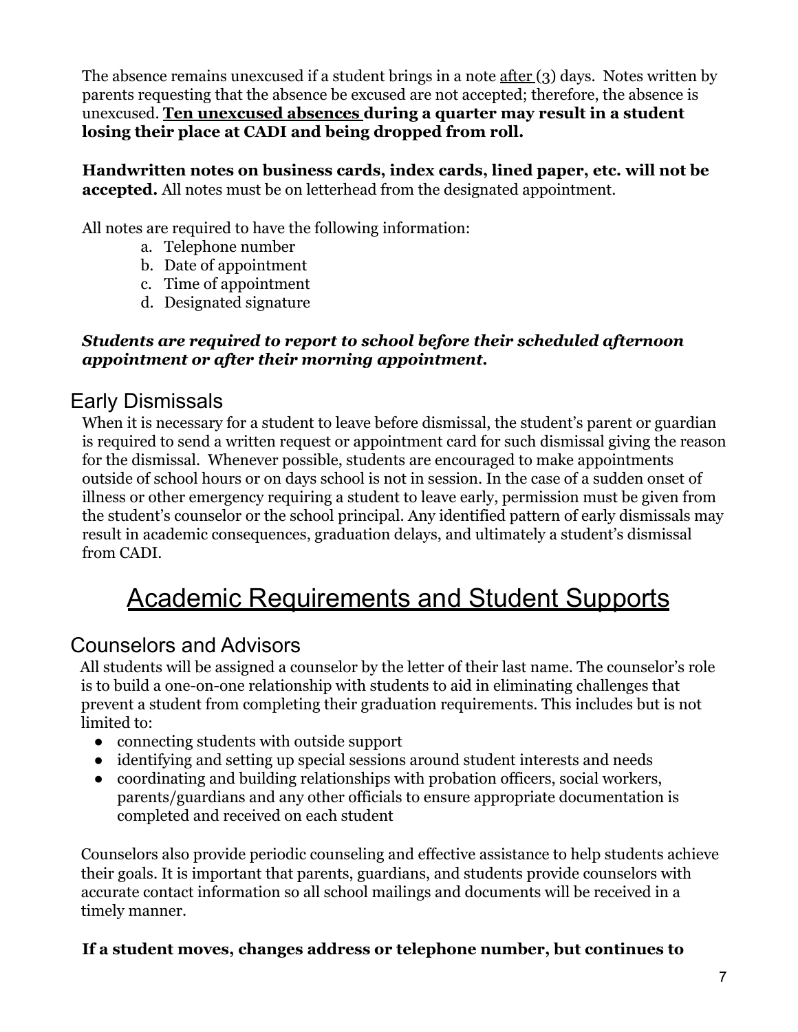The absence remains unexcused if a student brings in a note after (3) days. Notes written by parents requesting that the absence be excused are not accepted; therefore, the absence is unexcused. **Ten unexcused absences during a quarter may result in a student losing their place at CADI and being dropped from roll.**

**Handwritten notes on business cards, index cards, lined paper, etc. will not be accepted.** All notes must be on letterhead from the designated appointment.

All notes are required to have the following information:

a. Telephone number
b. Date of appointment
c. Time of appointment
d. Designated signature

***Students are required to report to school before their scheduled afternoon appointment or after their morning appointment.***

## Early Dismissals

When it is necessary for a student to leave before dismissal, the student's parent or guardian is required to send a written request or appointment card for such dismissal giving the reason for the dismissal. Whenever possible, students are encouraged to make appointments outside of school hours or on days school is not in session. In the case of a sudden onset of illness or other emergency requiring a student to leave early, permission must be given from the student's counselor or the school principal. Any identified pattern of early dismissals may result in academic consequences, graduation delays, and ultimately a student's dismissal from CADI.

# Academic Requirements and Student Supports

## Counselors and Advisors

All students will be assigned a counselor by the letter of their last name. The counselor's role is to build a one-on-one relationship with students to aid in eliminating challenges that prevent a student from completing their graduation requirements. This includes but is not limited to:

- connecting students with outside support
- identifying and setting up special sessions around student interests and needs
- coordinating and building relationships with probation officers, social workers, parents/guardians and any other officials to ensure appropriate documentation is completed and received on each student

Counselors also provide periodic counseling and effective assistance to help students achieve their goals. It is important that parents, guardians, and students provide counselors with accurate contact information so all school mailings and documents will be received in a timely manner.

**If a student moves, changes address or telephone number, but continues to**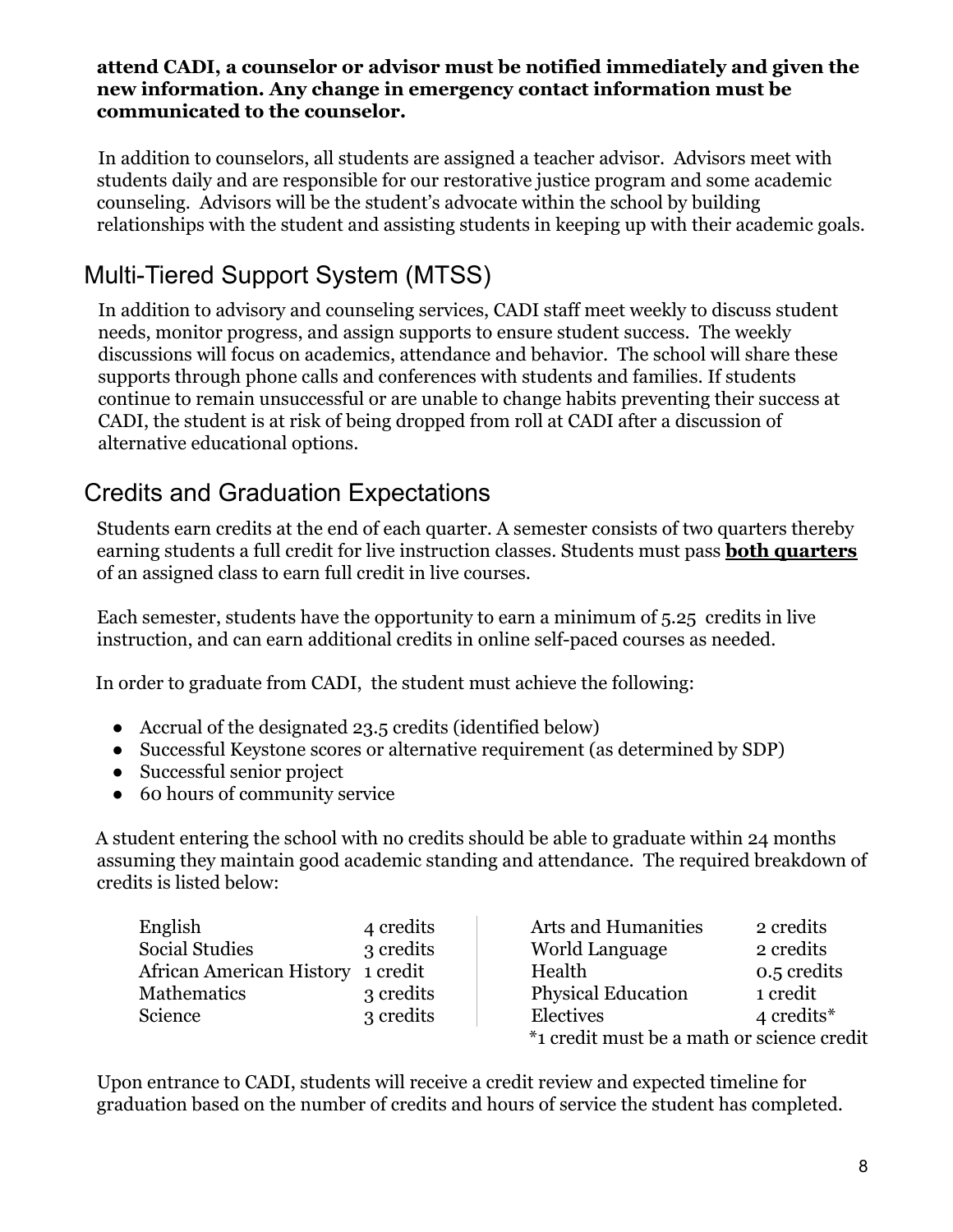**attend CADI, a counselor or advisor must be notified immediately and given the new information. Any change in emergency contact information must be communicated to the counselor.**

In addition to counselors, all students are assigned a teacher advisor. Advisors meet with students daily and are responsible for our restorative justice program and some academic counseling. Advisors will be the student's advocate within the school by building relationships with the student and assisting students in keeping up with their academic goals.

## Multi-Tiered Support System (MTSS)

In addition to advisory and counseling services, CADI staff meet weekly to discuss student needs, monitor progress, and assign supports to ensure student success. The weekly discussions will focus on academics, attendance and behavior. The school will share these supports through phone calls and conferences with students and families. If students continue to remain unsuccessful or are unable to change habits preventing their success at CADI, the student is at risk of being dropped from roll at CADI after a discussion of alternative educational options.

## Credits and Graduation Expectations

Students earn credits at the end of each quarter. A semester consists of two quarters thereby earning students a full credit for live instruction classes. Students must pass **both quarters** of an assigned class to earn full credit in live courses.

Each semester, students have the opportunity to earn a minimum of 5.25 credits in live instruction, and can earn additional credits in online self-paced courses as needed.

In order to graduate from CADI, the student must achieve the following:

- Accrual of the designated 23.5 credits (identified below)
- Successful Keystone scores or alternative requirement (as determined by SDP)
- Successful senior project
- 60 hours of community service

A student entering the school with no credits should be able to graduate within 24 months assuming they maintain good academic standing and attendance. The required breakdown of credits is listed below:

| Subject | Credits | Subject | Credits |
|---|---|---|---|
| English | 4 credits | Arts and Humanities | 2 credits |
| Social Studies | 3 credits | World Language | 2 credits |
| African American History | 1 credit | Health | 0.5 credits |
| Mathematics | 3 credits | Physical Education | 1 credit |
| Science | 3 credits | Electives | 4 credits* |

*1 credit must be a math or science credit

Upon entrance to CADI, students will receive a credit review and expected timeline for graduation based on the number of credits and hours of service the student has completed.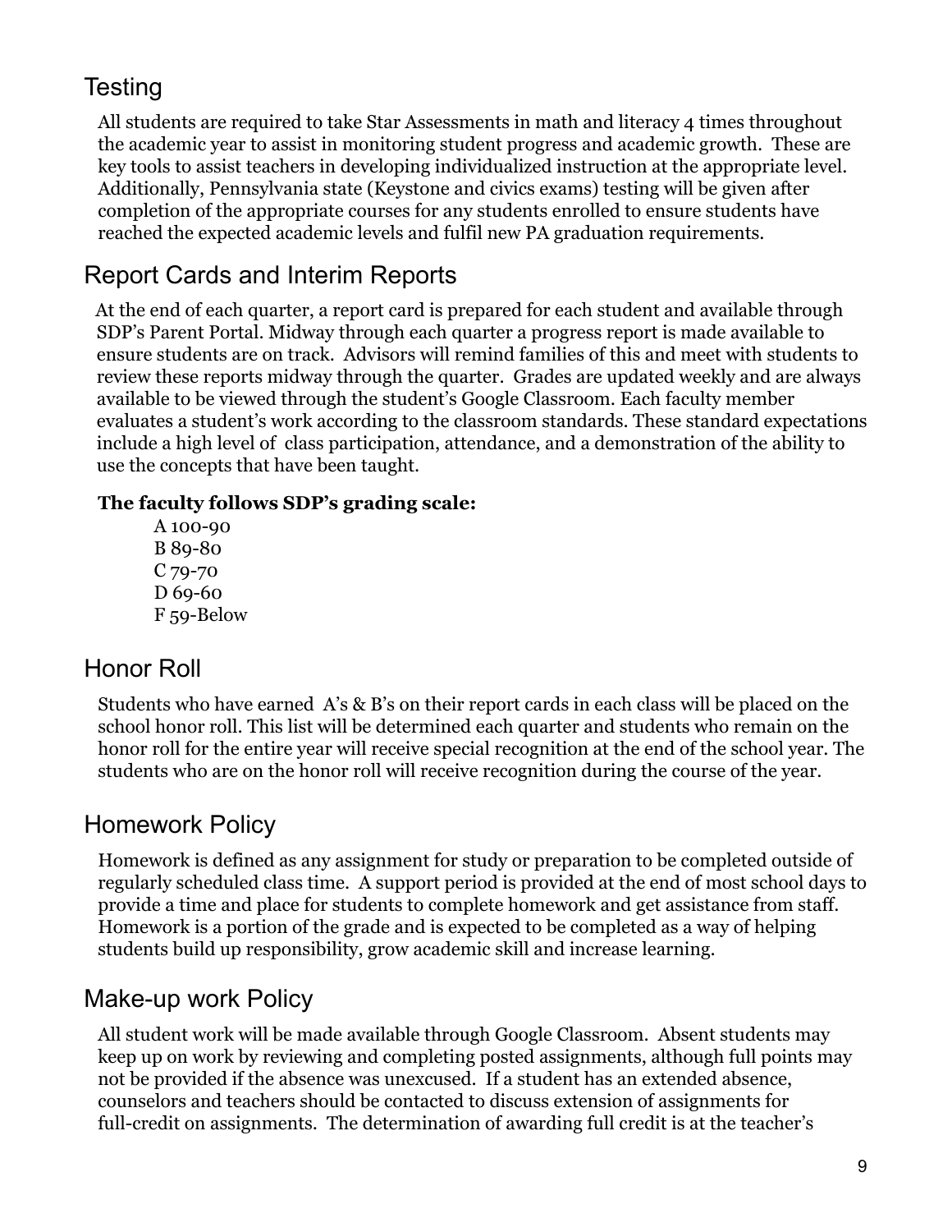## Testing

All students are required to take Star Assessments in math and literacy 4 times throughout the academic year to assist in monitoring student progress and academic growth. These are key tools to assist teachers in developing individualized instruction at the appropriate level. Additionally, Pennsylvania state (Keystone and civics exams) testing will be given after completion of the appropriate courses for any students enrolled to ensure students have reached the expected academic levels and fulfil new PA graduation requirements.

## Report Cards and Interim Reports

At the end of each quarter, a report card is prepared for each student and available through SDP's Parent Portal. Midway through each quarter a progress report is made available to ensure students are on track. Advisors will remind families of this and meet with students to review these reports midway through the quarter. Grades are updated weekly and are always available to be viewed through the student's Google Classroom. Each faculty member evaluates a student's work according to the classroom standards. These standard expectations include a high level of class participation, attendance, and a demonstration of the ability to use the concepts that have been taught.

**The faculty follows SDP's grading scale:**

A 100-90
B 89-80
C 79-70
D 69-60
F 59-Below

## Honor Roll

Students who have earned A's & B's on their report cards in each class will be placed on the school honor roll. This list will be determined each quarter and students who remain on the honor roll for the entire year will receive special recognition at the end of the school year. The students who are on the honor roll will receive recognition during the course of the year.

## Homework Policy

Homework is defined as any assignment for study or preparation to be completed outside of regularly scheduled class time. A support period is provided at the end of most school days to provide a time and place for students to complete homework and get assistance from staff. Homework is a portion of the grade and is expected to be completed as a way of helping students build up responsibility, grow academic skill and increase learning.

## Make-up work Policy

All student work will be made available through Google Classroom. Absent students may keep up on work by reviewing and completing posted assignments, although full points may not be provided if the absence was unexcused. If a student has an extended absence, counselors and teachers should be contacted to discuss extension of assignments for full-credit on assignments. The determination of awarding full credit is at the teacher's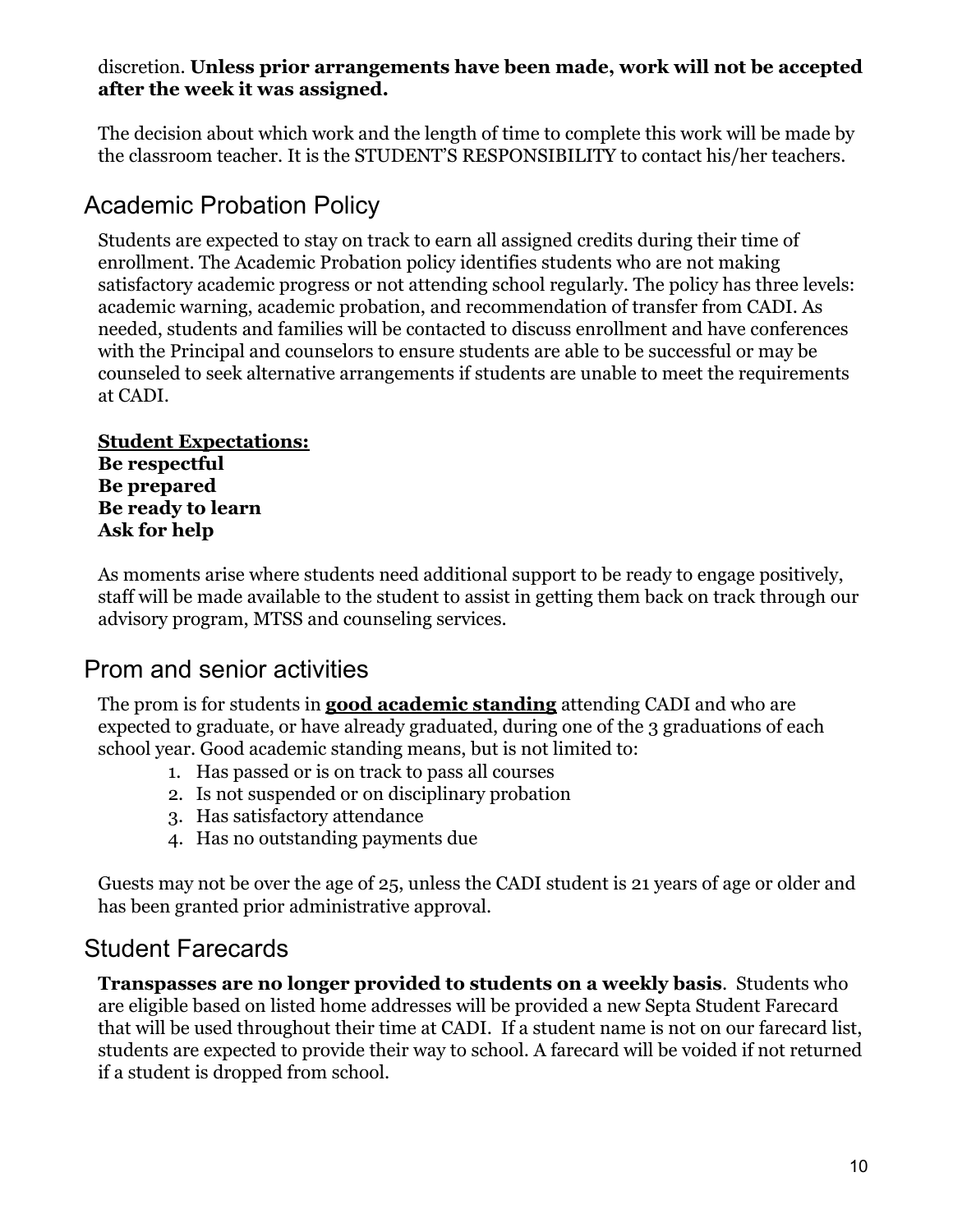discretion. **Unless prior arrangements have been made, work will not be accepted after the week it was assigned.**

The decision about which work and the length of time to complete this work will be made by the classroom teacher. It is the STUDENT'S RESPONSIBILITY to contact his/her teachers.

## Academic Probation Policy

Students are expected to stay on track to earn all assigned credits during their time of enrollment. The Academic Probation policy identifies students who are not making satisfactory academic progress or not attending school regularly. The policy has three levels: academic warning, academic probation, and recommendation of transfer from CADI. As needed, students and families will be contacted to discuss enrollment and have conferences with the Principal and counselors to ensure students are able to be successful or may be counseled to seek alternative arrangements if students are unable to meet the requirements at CADI.

<u>**Student Expectations:**</u>
**Be respectful**
**Be prepared**
**Be ready to learn**
**Ask for help**

As moments arise where students need additional support to be ready to engage positively, staff will be made available to the student to assist in getting them back on track through our advisory program, MTSS and counseling services.

## Prom and senior activities

The prom is for students in <u>**good academic standing**</u> attending CADI and who are expected to graduate, or have already graduated, during one of the 3 graduations of each school year. Good academic standing means, but is not limited to:

1. Has passed or is on track to pass all courses
2. Is not suspended or on disciplinary probation
3. Has satisfactory attendance
4. Has no outstanding payments due

Guests may not be over the age of 25, unless the CADI student is 21 years of age or older and has been granted prior administrative approval.

## Student Farecards

**Transpasses are no longer provided to students on a weekly basis**. Students who are eligible based on listed home addresses will be provided a new Septa Student Farecard that will be used throughout their time at CADI. If a student name is not on our farecard list, students are expected to provide their way to school. A farecard will be voided if not returned if a student is dropped from school.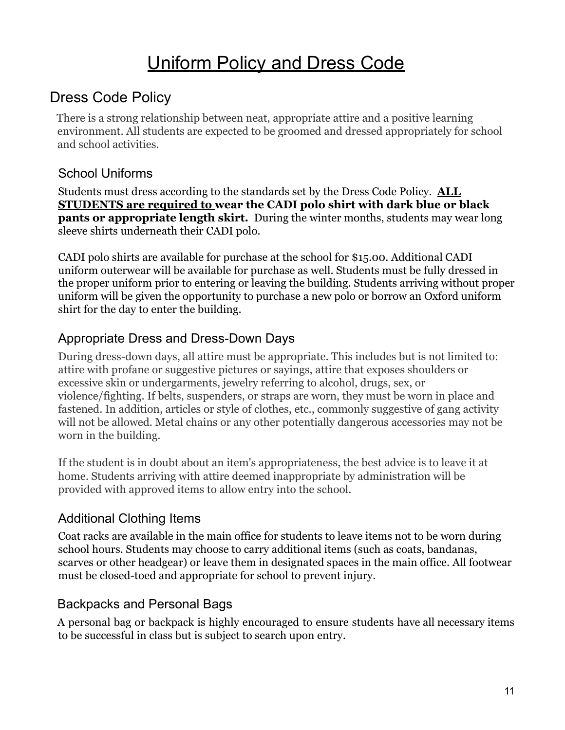# Uniform Policy and Dress Code

## Dress Code Policy

There is a strong relationship between neat, appropriate attire and a positive learning environment. All students are expected to be groomed and dressed appropriately for school and school activities.

### School Uniforms

Students must dress according to the standards set by the Dress Code Policy. **ALL STUDENTS are required to wear the CADI polo shirt with dark blue or black pants or appropriate length skirt.** During the winter months, students may wear long sleeve shirts underneath their CADI polo.

CADI polo shirts are available for purchase at the school for $15.00. Additional CADI uniform outerwear will be available for purchase as well. Students must be fully dressed in the proper uniform prior to entering or leaving the building. Students arriving without proper uniform will be given the opportunity to purchase a new polo or borrow an Oxford uniform shirt for the day to enter the building.

### Appropriate Dress and Dress-Down Days

During dress-down days, all attire must be appropriate. This includes but is not limited to: attire with profane or suggestive pictures or sayings, attire that exposes shoulders or excessive skin or undergarments, jewelry referring to alcohol, drugs, sex, or violence/fighting. If belts, suspenders, or straps are worn, they must be worn in place and fastened. In addition, articles or style of clothes, etc., commonly suggestive of gang activity will not be allowed. Metal chains or any other potentially dangerous accessories may not be worn in the building.

If the student is in doubt about an item's appropriateness, the best advice is to leave it at home. Students arriving with attire deemed inappropriate by administration will be provided with approved items to allow entry into the school.

### Additional Clothing Items

Coat racks are available in the main office for students to leave items not to be worn during school hours. Students may choose to carry additional items (such as coats, bandanas, scarves or other headgear) or leave them in designated spaces in the main office. All footwear must be closed-toed and appropriate for school to prevent injury.

### Backpacks and Personal Bags

A personal bag or backpack is highly encouraged to ensure students have all necessary items to be successful in class but is subject to search upon entry.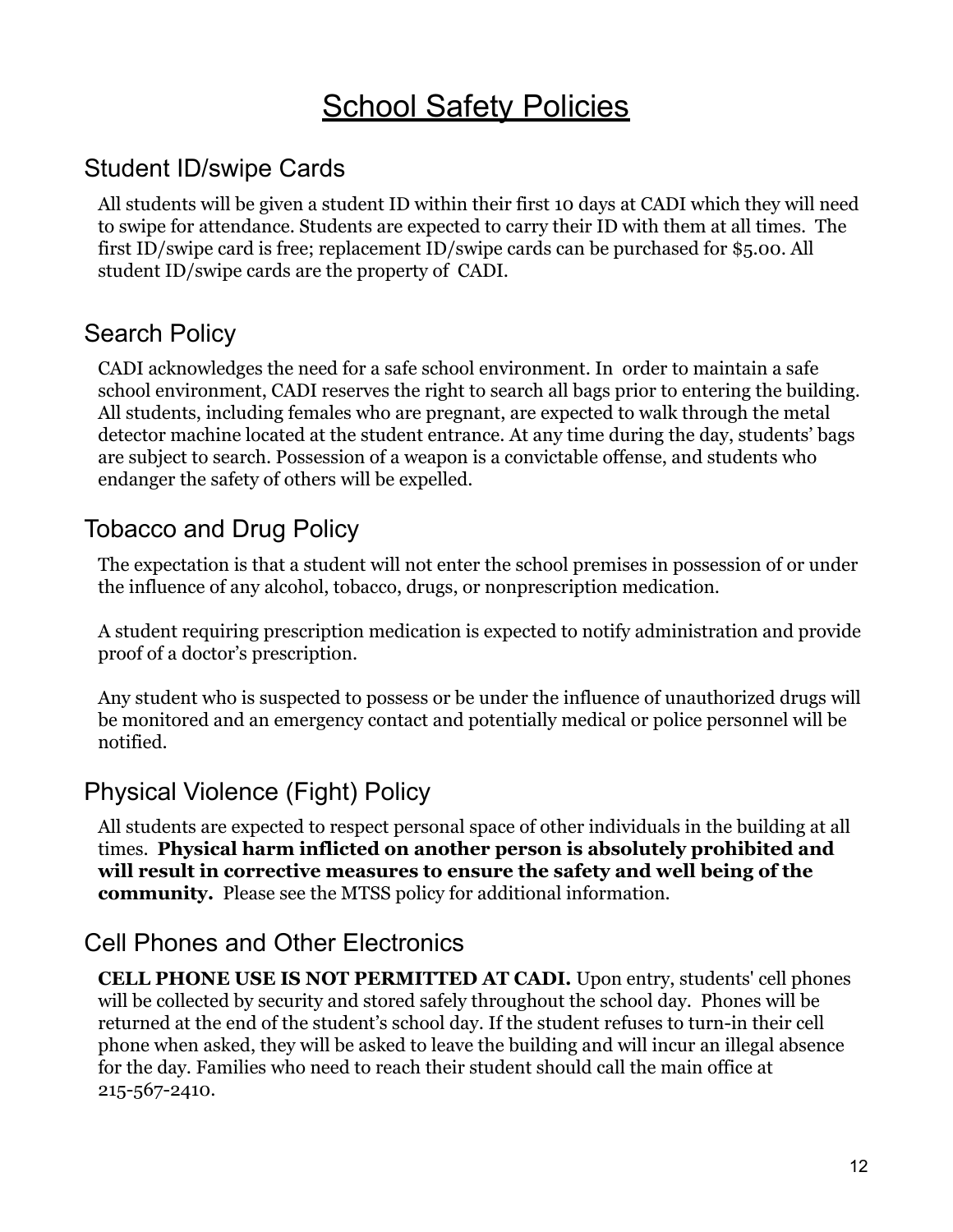# School Safety Policies

## Student ID/swipe Cards

All students will be given a student ID within their first 10 days at CADI which they will need to swipe for attendance. Students are expected to carry their ID with them at all times. The first ID/swipe card is free; replacement ID/swipe cards can be purchased for $5.00. All student ID/swipe cards are the property of CADI.

## Search Policy

CADI acknowledges the need for a safe school environment. In order to maintain a safe school environment, CADI reserves the right to search all bags prior to entering the building. All students, including females who are pregnant, are expected to walk through the metal detector machine located at the student entrance. At any time during the day, students' bags are subject to search. Possession of a weapon is a convictable offense, and students who endanger the safety of others will be expelled.

## Tobacco and Drug Policy

The expectation is that a student will not enter the school premises in possession of or under the influence of any alcohol, tobacco, drugs, or nonprescription medication.

A student requiring prescription medication is expected to notify administration and provide proof of a doctor's prescription.

Any student who is suspected to possess or be under the influence of unauthorized drugs will be monitored and an emergency contact and potentially medical or police personnel will be notified.

## Physical Violence (Fight) Policy

All students are expected to respect personal space of other individuals in the building at all times. **Physical harm inflicted on another person is absolutely prohibited and will result in corrective measures to ensure the safety and well being of the community.** Please see the MTSS policy for additional information.

## Cell Phones and Other Electronics

**CELL PHONE USE IS NOT PERMITTED AT CADI.** Upon entry, students' cell phones will be collected by security and stored safely throughout the school day. Phones will be returned at the end of the student's school day. If the student refuses to turn-in their cell phone when asked, they will be asked to leave the building and will incur an illegal absence for the day. Families who need to reach their student should call the main office at 215-567-2410.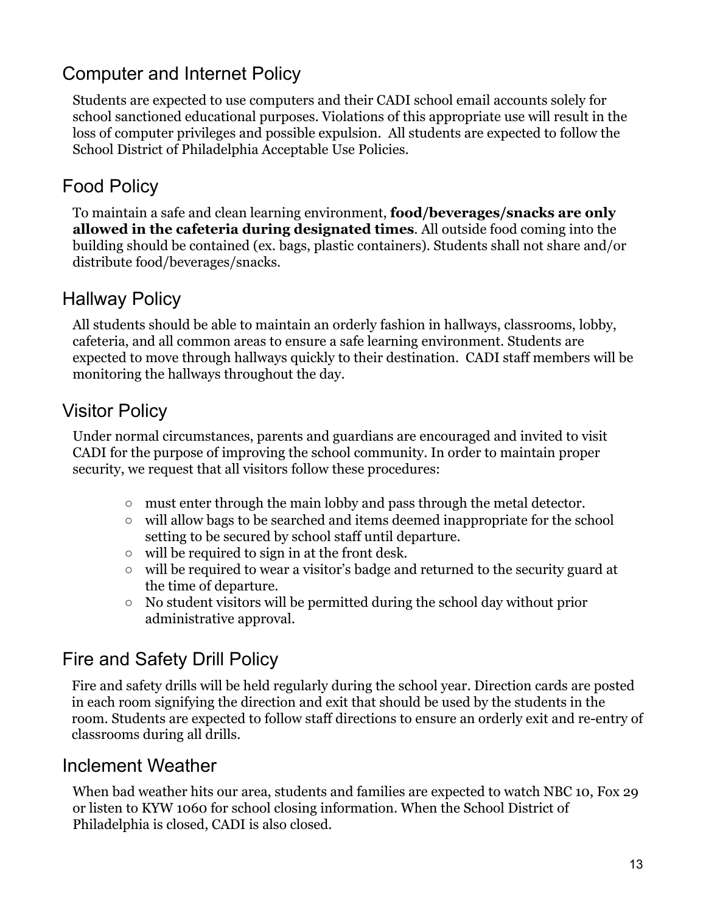## Computer and Internet Policy

Students are expected to use computers and their CADI school email accounts solely for school sanctioned educational purposes. Violations of this appropriate use will result in the loss of computer privileges and possible expulsion. All students are expected to follow the School District of Philadelphia Acceptable Use Policies.

## Food Policy

To maintain a safe and clean learning environment, **food/beverages/snacks are only allowed in the cafeteria during designated times**. All outside food coming into the building should be contained (ex. bags, plastic containers). Students shall not share and/or distribute food/beverages/snacks.

## Hallway Policy

All students should be able to maintain an orderly fashion in hallways, classrooms, lobby, cafeteria, and all common areas to ensure a safe learning environment. Students are expected to move through hallways quickly to their destination. CADI staff members will be monitoring the hallways throughout the day.

## Visitor Policy

Under normal circumstances, parents and guardians are encouraged and invited to visit CADI for the purpose of improving the school community. In order to maintain proper security, we request that all visitors follow these procedures:

- must enter through the main lobby and pass through the metal detector.
- will allow bags to be searched and items deemed inappropriate for the school setting to be secured by school staff until departure.
- will be required to sign in at the front desk.
- will be required to wear a visitor's badge and returned to the security guard at the time of departure.
- No student visitors will be permitted during the school day without prior administrative approval.

## Fire and Safety Drill Policy

Fire and safety drills will be held regularly during the school year. Direction cards are posted in each room signifying the direction and exit that should be used by the students in the room. Students are expected to follow staff directions to ensure an orderly exit and re-entry of classrooms during all drills.

## Inclement Weather

When bad weather hits our area, students and families are expected to watch NBC 10, Fox 29 or listen to KYW 1060 for school closing information. When the School District of Philadelphia is closed, CADI is also closed.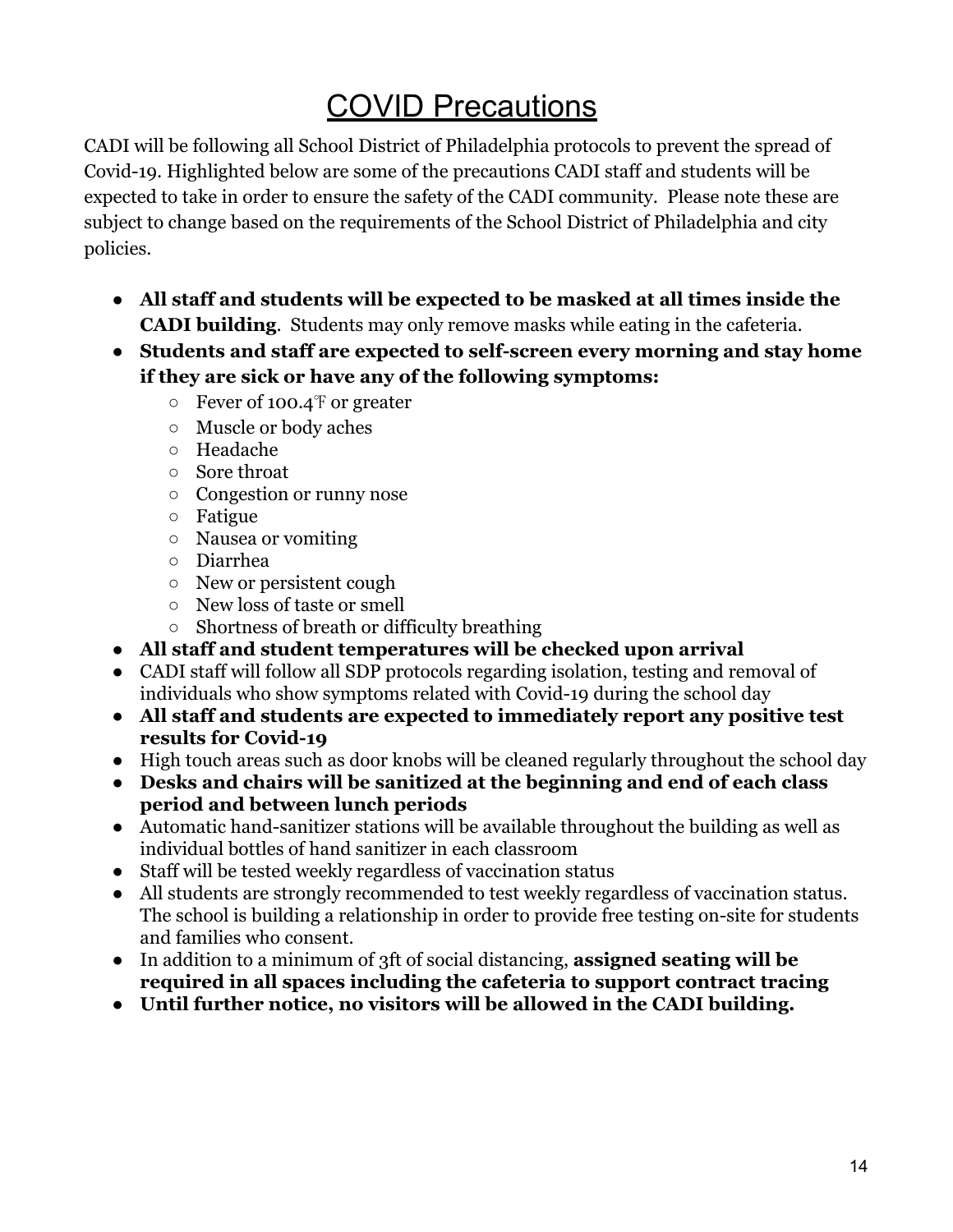# COVID Precautions

CADI will be following all School District of Philadelphia protocols to prevent the spread of Covid-19. Highlighted below are some of the precautions CADI staff and students will be expected to take in order to ensure the safety of the CADI community. Please note these are subject to change based on the requirements of the School District of Philadelphia and city policies.

- **All staff and students will be expected to be masked at all times inside the CADI building**. Students may only remove masks while eating in the cafeteria.
- **Students and staff are expected to self-screen every morning and stay home if they are sick or have any of the following symptoms:**
  - Fever of 100.4℉ or greater
  - Muscle or body aches
  - Headache
  - Sore throat
  - Congestion or runny nose
  - Fatigue
  - Nausea or vomiting
  - Diarrhea
  - New or persistent cough
  - New loss of taste or smell
  - Shortness of breath or difficulty breathing
- **All staff and student temperatures will be checked upon arrival**
- CADI staff will follow all SDP protocols regarding isolation, testing and removal of individuals who show symptoms related with Covid-19 during the school day
- **All staff and students are expected to immediately report any positive test results for Covid-19**
- High touch areas such as door knobs will be cleaned regularly throughout the school day
- **Desks and chairs will be sanitized at the beginning and end of each class period and between lunch periods**
- Automatic hand-sanitizer stations will be available throughout the building as well as individual bottles of hand sanitizer in each classroom
- Staff will be tested weekly regardless of vaccination status
- All students are strongly recommended to test weekly regardless of vaccination status. The school is building a relationship in order to provide free testing on-site for students and families who consent.
- In addition to a minimum of 3ft of social distancing, **assigned seating will be required in all spaces including the cafeteria to support contract tracing**
- **Until further notice, no visitors will be allowed in the CADI building.**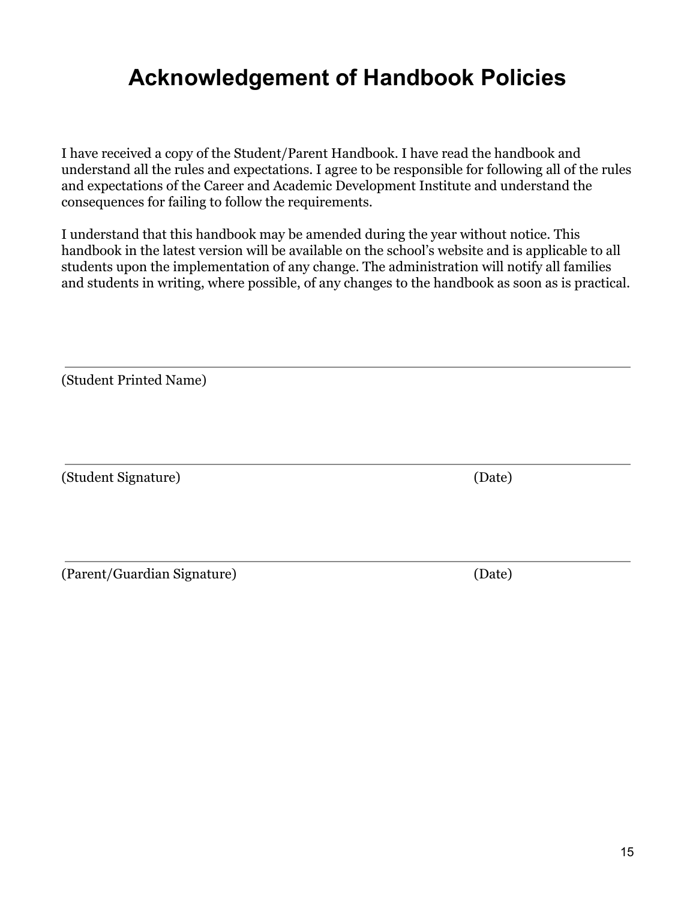# Acknowledgement of Handbook Policies

I have received a copy of the Student/Parent Handbook. I have read the handbook and understand all the rules and expectations. I agree to be responsible for following all of the rules and expectations of the Career and Academic Development Institute and understand the consequences for failing to follow the requirements.

I understand that this handbook may be amended during the year without notice. This handbook in the latest version will be available on the school's website and is applicable to all students upon the implementation of any change. The administration will notify all families and students in writing, where possible, of any changes to the handbook as soon as is practical.

\_\_\_\_\_\_\_\_\_\_\_\_\_\_\_\_\_\_\_\_\_\_\_\_\_\_\_\_\_\_\_\_\_\_\_\_\_\_\_\_\_\_\_\_\_\_\_\_\_\_\_\_\_\_\_\_\_\_\_\_\_\_

(Student Printed Name)

\_\_\_\_\_\_\_\_\_\_\_\_\_\_\_\_\_\_\_\_\_\_\_\_\_\_\_\_\_\_\_\_\_\_\_\_\_\_\_\_\_\_\_\_\_\_\_\_\_\_\_\_\_\_\_\_\_\_\_\_\_\_

(Student Signature) (Date)

\_\_\_\_\_\_\_\_\_\_\_\_\_\_\_\_\_\_\_\_\_\_\_\_\_\_\_\_\_\_\_\_\_\_\_\_\_\_\_\_\_\_\_\_\_\_\_\_\_\_\_\_\_\_\_\_\_\_\_\_\_\_

(Parent/Guardian Signature) (Date)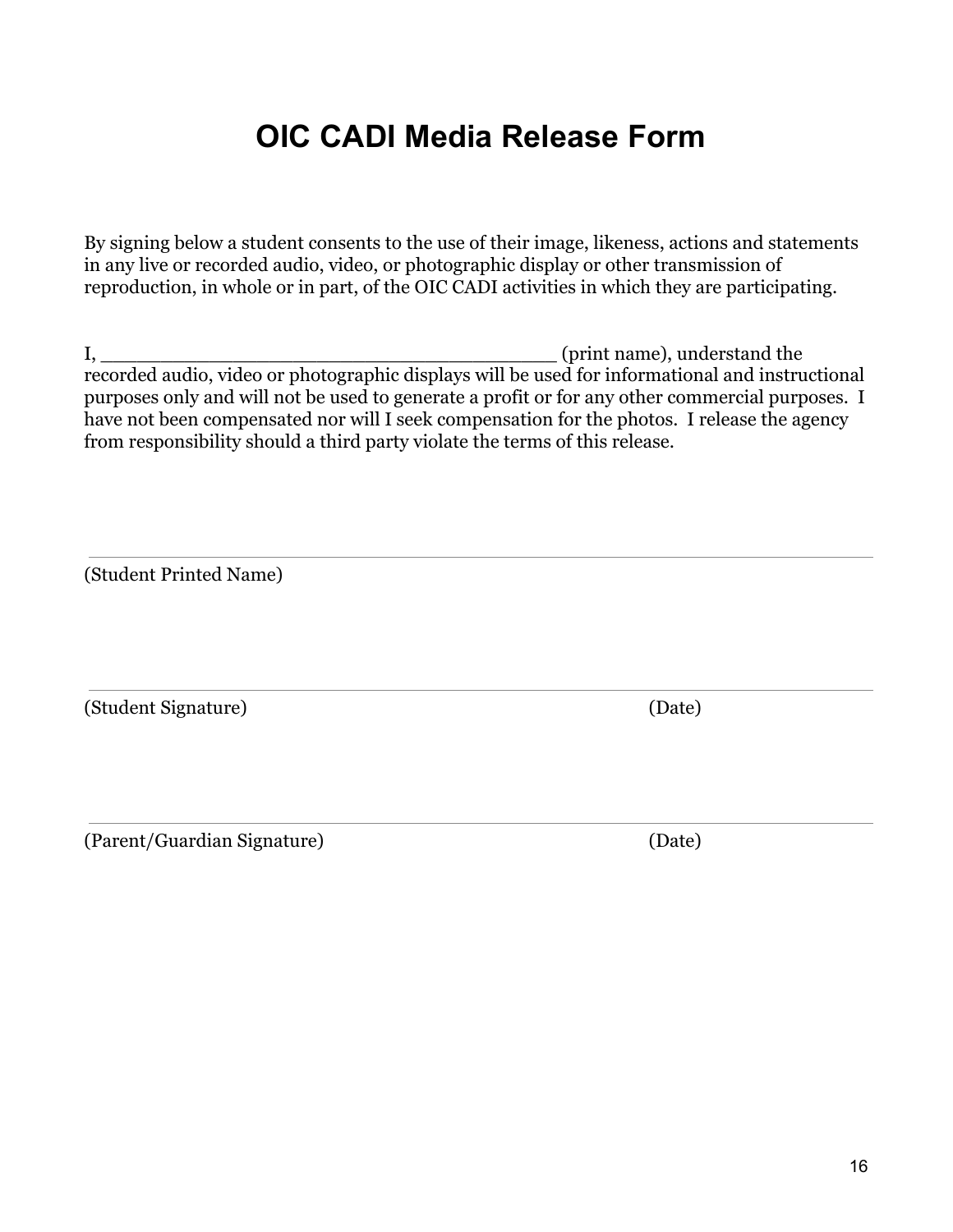# OIC CADI Media Release Form

By signing below a student consents to the use of their image, likeness, actions and statements in any live or recorded audio, video, or photographic display or other transmission of reproduction, in whole or in part, of the OIC CADI activities in which they are participating.

I, _______________________________________ (print name), understand the recorded audio, video or photographic displays will be used for informational and instructional purposes only and will not be used to generate a profit or for any other commercial purposes. I have not been compensated nor will I seek compensation for the photos. I release the agency from responsibility should a third party violate the terms of this release.

_______________________________________________________________________

(Student Printed Name)

_______________________________________________________________________

(Student Signature) (Date)

_______________________________________________________________________

(Parent/Guardian Signature) (Date)